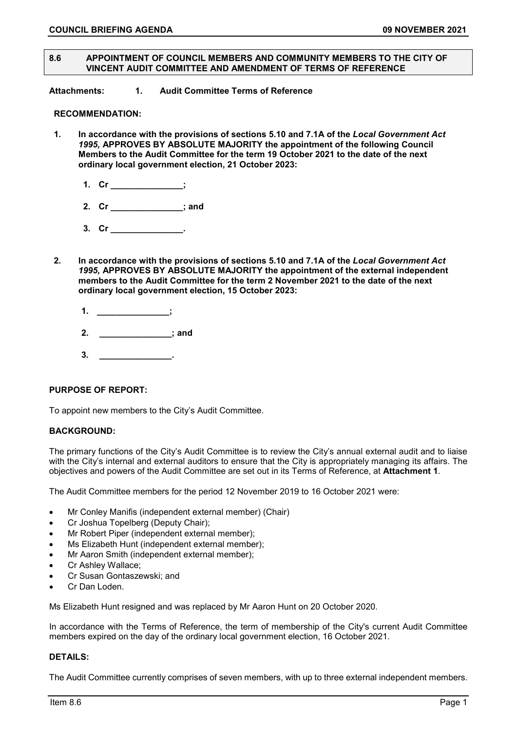## 8.6 APPOINTMENT OF COUNCIL MEMBERS AND COMMUNITY MEMBERS TO THE CITY OF VINCENT AUDIT COMMITTEE AND AMENDMENT OF TERMS OF REFERENCE

**Attachments:** **1. Audit Committee Terms of Reference**

**RECOMMENDATION:**

1. **In accordance with the provisions of sections 5.10 and 7.1A of the *Local Government Act 1995,* APPROVES BY ABSOLUTE MAJORITY the appointment of the following Council Members to the Audit Committee for the term 19 October 2021 to the date of the next ordinary local government election, 21 October 2023:**

   1. **Cr _______________;**
   2. **Cr _______________; and**
   3. **Cr _______________.**

2. **In accordance with the provisions of sections 5.10 and 7.1A of the *Local Government Act 1995,* APPROVES BY ABSOLUTE MAJORITY the appointment of the external independent members to the Audit Committee for the term 2 November 2021 to the date of the next ordinary local government election, 15 October 2023:**

   1. **_______________;**
   2. **_______________; and**
   3. **_______________.**

**PURPOSE OF REPORT:**

To appoint new members to the City's Audit Committee.

**BACKGROUND:**

The primary functions of the City's Audit Committee is to review the City's annual external audit and to liaise with the City's internal and external auditors to ensure that the City is appropriately managing its affairs. The objectives and powers of the Audit Committee are set out in its Terms of Reference, at **Attachment 1**.

The Audit Committee members for the period 12 November 2019 to 16 October 2021 were:

- Mr Conley Manifis (independent external member) (Chair)
- Cr Joshua Topelberg (Deputy Chair);
- Mr Robert Piper (independent external member);
- Ms Elizabeth Hunt (independent external member);
- Mr Aaron Smith (independent external member);
- Cr Ashley Wallace;
- Cr Susan Gontaszewski; and
- Cr Dan Loden.

Ms Elizabeth Hunt resigned and was replaced by Mr Aaron Hunt on 20 October 2020.

In accordance with the Terms of Reference, the term of membership of the City's current Audit Committee members expired on the day of the ordinary local government election, 16 October 2021.

**DETAILS:**

The Audit Committee currently comprises of seven members, with up to three external independent members.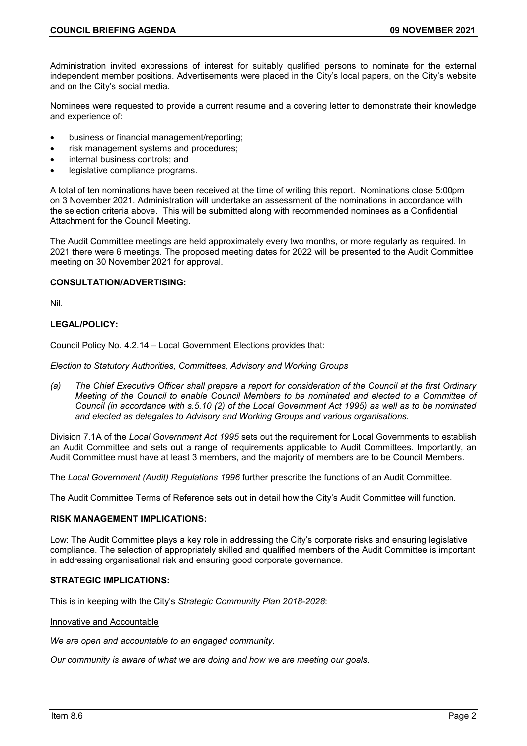Administration invited expressions of interest for suitably qualified persons to nominate for the external independent member positions. Advertisements were placed in the City's local papers, on the City's website and on the City's social media.

Nominees were requested to provide a current resume and a covering letter to demonstrate their knowledge and experience of:

- business or financial management/reporting;
- risk management systems and procedures;
- internal business controls; and
- legislative compliance programs.

A total of ten nominations have been received at the time of writing this report. Nominations close 5:00pm on 3 November 2021. Administration will undertake an assessment of the nominations in accordance with the selection criteria above. This will be submitted along with recommended nominees as a Confidential Attachment for the Council Meeting.

The Audit Committee meetings are held approximately every two months, or more regularly as required. In 2021 there were 6 meetings. The proposed meeting dates for 2022 will be presented to the Audit Committee meeting on 30 November 2021 for approval.

**CONSULTATION/ADVERTISING:**

Nil.

**LEGAL/POLICY:**

Council Policy No. 4.2.14 – Local Government Elections provides that:

*Election to Statutory Authorities, Committees, Advisory and Working Groups*

*(a) The Chief Executive Officer shall prepare a report for consideration of the Council at the first Ordinary Meeting of the Council to enable Council Members to be nominated and elected to a Committee of Council (in accordance with s.5.10 (2) of the Local Government Act 1995) as well as to be nominated and elected as delegates to Advisory and Working Groups and various organisations.*

Division 7.1A of the *Local Government Act 1995* sets out the requirement for Local Governments to establish an Audit Committee and sets out a range of requirements applicable to Audit Committees. Importantly, an Audit Committee must have at least 3 members, and the majority of members are to be Council Members.

The *Local Government (Audit) Regulations 1996* further prescribe the functions of an Audit Committee.

The Audit Committee Terms of Reference sets out in detail how the City's Audit Committee will function.

**RISK MANAGEMENT IMPLICATIONS:**

Low: The Audit Committee plays a key role in addressing the City's corporate risks and ensuring legislative compliance. The selection of appropriately skilled and qualified members of the Audit Committee is important in addressing organisational risk and ensuring good corporate governance.

**STRATEGIC IMPLICATIONS:**

This is in keeping with the City's *Strategic Community Plan 2018-2028*:

Innovative and Accountable

*We are open and accountable to an engaged community.*

*Our community is aware of what we are doing and how we are meeting our goals.*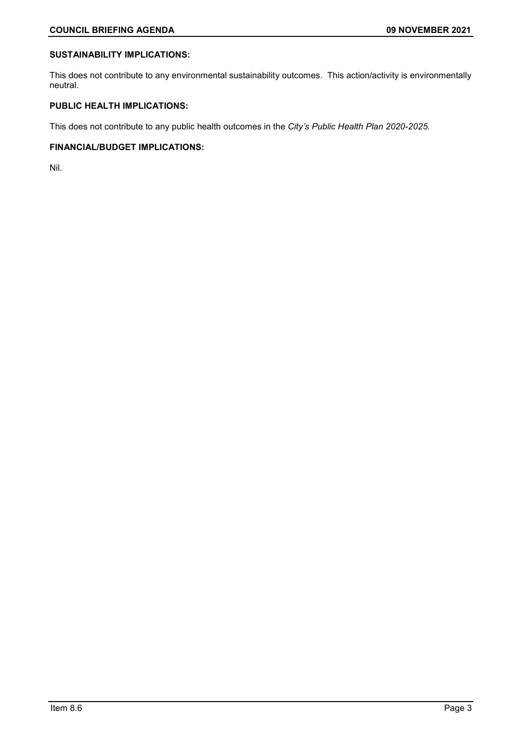**SUSTAINABILITY IMPLICATIONS:**

This does not contribute to any environmental sustainability outcomes. This action/activity is environmentally neutral.

**PUBLIC HEALTH IMPLICATIONS:**

This does not contribute to any public health outcomes in the *City's Public Health Plan 2020-2025.*

**FINANCIAL/BUDGET IMPLICATIONS:**

Nil.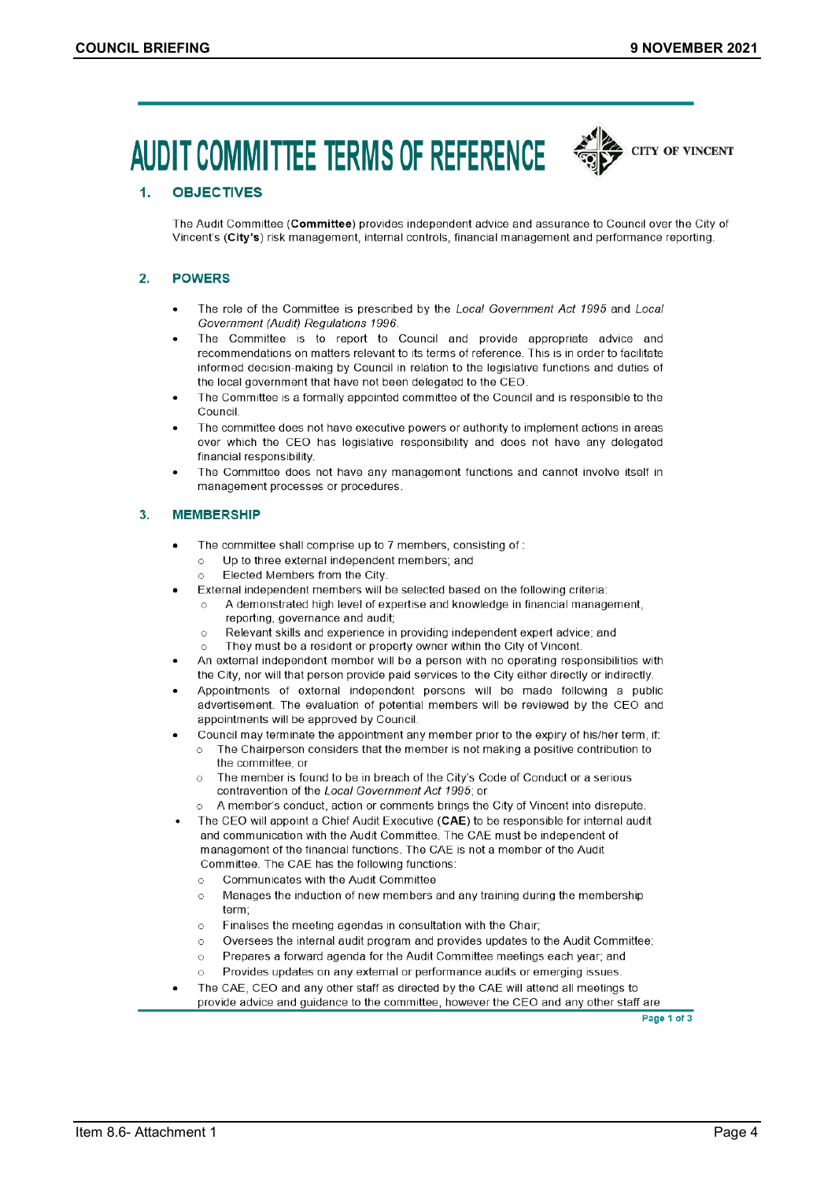# AUDIT COMMITTEE TERMS OF REFERENCE

CITY OF VINCENT

## 1. OBJECTIVES

The Audit Committee (**Committee**) provides independent advice and assurance to Council over the City of Vincent's (**City's**) risk management, internal controls, financial management and performance reporting.

## 2. POWERS

- The role of the Committee is prescribed by the *Local Government Act 1995* and *Local Government (Audit) Regulations 1996*.
- The Committee is to report to Council and provide appropriate advice and recommendations on matters relevant to its terms of reference. This is in order to facilitate informed decision-making by Council in relation to the legislative functions and duties of the local government that have not been delegated to the CEO.
- The Committee is a formally appointed committee of the Council and is responsible to the Council.
- The committee does not have executive powers or authority to implement actions in areas over which the CEO has legislative responsibility and does not have any delegated financial responsibility.
- The Committee does not have any management functions and cannot involve itself in management processes or procedures.

## 3. MEMBERSHIP

- The committee shall comprise up to 7 members, consisting of :
  - Up to three external independent members; and
  - Elected Members from the City.
- External independent members will be selected based on the following criteria:
  - A demonstrated high level of expertise and knowledge in financial management, reporting, governance and audit;
  - Relevant skills and experience in providing independent expert advice; and
  - They must be a resident or property owner within the City of Vincent.
- An external independent member will be a person with no operating responsibilities with the City, nor will that person provide paid services to the City either directly or indirectly.
- Appointments of external independent persons will be made following a public advertisement. The evaluation of potential members will be reviewed by the CEO and appointments will be approved by Council.
- Council may terminate the appointment any member prior to the expiry of his/her term, if:
  - The Chairperson considers that the member is not making a positive contribution to the committee; or
  - The member is found to be in breach of the City's Code of Conduct or a serious contravention of the *Local Government Act 1995*; or
  - A member's conduct, action or comments brings the City of Vincent into disrepute.
- The CEO will appoint a Chief Audit Executive (**CAE**) to be responsible for internal audit and communication with the Audit Committee. The CAE must be independent of management of the financial functions. The CAE is not a member of the Audit Committee. The CAE has the following functions:
  - Communicates with the Audit Committee
  - Manages the induction of new members and any training during the membership term;
  - Finalises the meeting agendas in consultation with the Chair;
  - Oversees the internal audit program and provides updates to the Audit Committee;
  - Prepares a forward agenda for the Audit Committee meetings each year; and
  - Provides updates on any external or performance audits or emerging issues.
- The CAE, CEO and any other staff as directed by the CAE will attend all meetings to provide advice and guidance to the committee, however the CEO and any other staff are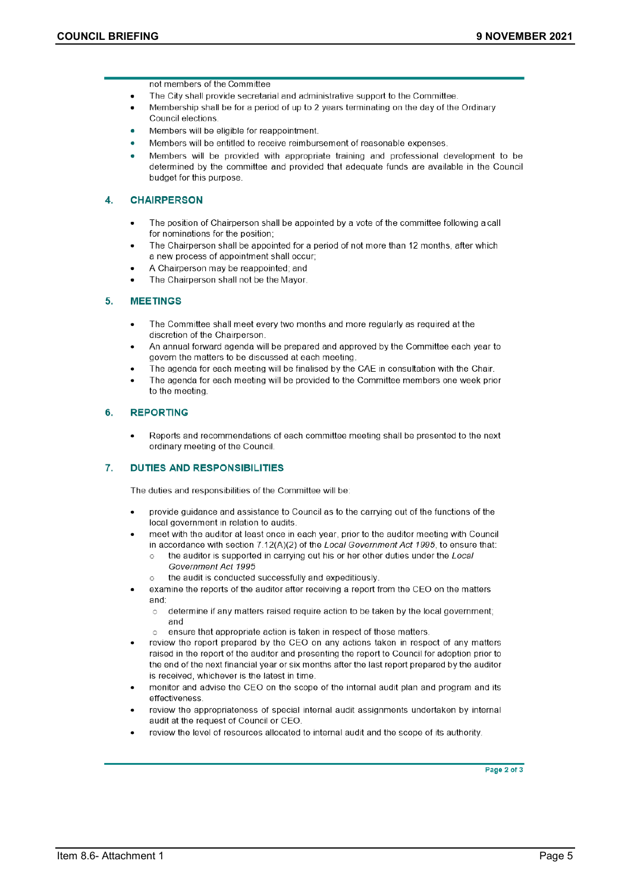not members of the Committee

- The City shall provide secretarial and administrative support to the Committee.
- Membership shall be for a period of up to 2 years terminating on the day of the Ordinary Council elections.
- Members will be eligible for reappointment.
- Members will be entitled to receive reimbursement of reasonable expenses.
- Members will be provided with appropriate training and professional development to be determined by the committee and provided that adequate funds are available in the Council budget for this purpose.

## 4. CHAIRPERSON

- The position of Chairperson shall be appointed by a vote of the committee following a call for nominations for the position;
- The Chairperson shall be appointed for a period of not more than 12 months, after which a new process of appointment shall occur;
- A Chairperson may be reappointed; and
- The Chairperson shall not be the Mayor.

## 5. MEETINGS

- The Committee shall meet every two months and more regularly as required at the discretion of the Chairperson.
- An annual forward agenda will be prepared and approved by the Committee each year to govern the matters to be discussed at each meeting.
- The agenda for each meeting will be finalised by the CAE in consultation with the Chair.
- The agenda for each meeting will be provided to the Committee members one week prior to the meeting.

## 6. REPORTING

- Reports and recommendations of each committee meeting shall be presented to the next ordinary meeting of the Council.

## 7. DUTIES AND RESPONSIBILITIES

The duties and responsibilities of the Committee will be:

- provide guidance and assistance to Council as to the carrying out of the functions of the local government in relation to audits.
- meet with the auditor at least once in each year, prior to the auditor meeting with Council in accordance with section 7.12(A)(2) of the *Local Government Act 1995*, to ensure that:
  - the auditor is supported in carrying out his or her other duties under the *Local Government Act 1995*
  - the audit is conducted successfully and expeditiously.
- examine the reports of the auditor after receiving a report from the CEO on the matters and:
  - determine if any matters raised require action to be taken by the local government; and
  - ensure that appropriate action is taken in respect of those matters.
- review the report prepared by the CEO on any actions taken in respect of any matters raised in the report of the auditor and presenting the report to Council for adoption prior to the end of the next financial year or six months after the last report prepared by the auditor is received, whichever is the latest in time.
- monitor and advise the CEO on the scope of the internal audit plan and program and its effectiveness.
- review the appropriateness of special internal audit assignments undertaken by internal audit at the request of Council or CEO.
- review the level of resources allocated to internal audit and the scope of its authority.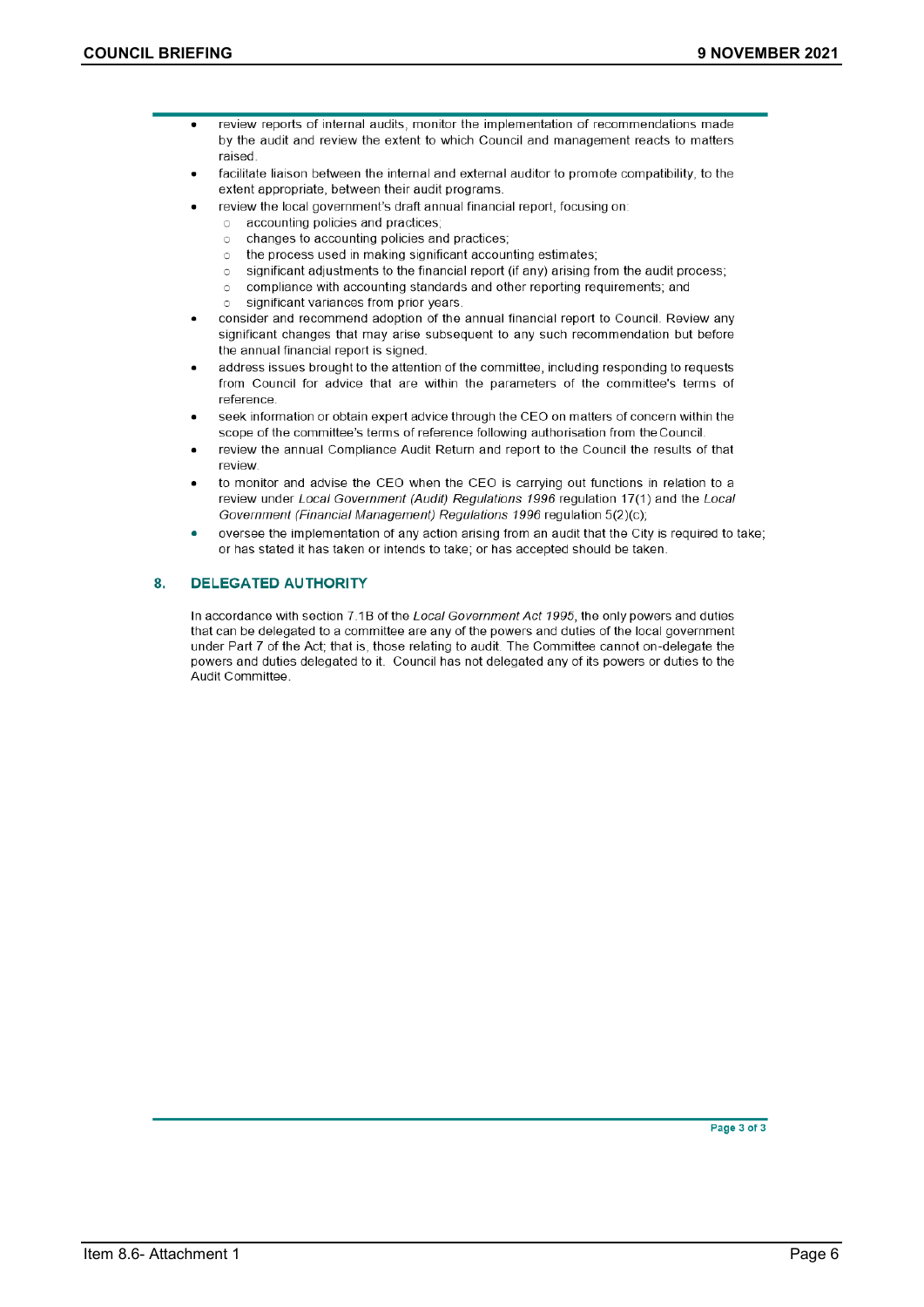- review reports of internal audits, monitor the implementation of recommendations made by the audit and review the extent to which Council and management reacts to matters raised.
- facilitate liaison between the internal and external auditor to promote compatibility, to the extent appropriate, between their audit programs.
- review the local government's draft annual financial report, focusing on:
  - accounting policies and practices;
  - changes to accounting policies and practices;
  - the process used in making significant accounting estimates;
  - significant adjustments to the financial report (if any) arising from the audit process;
  - compliance with accounting standards and other reporting requirements; and
  - significant variances from prior years.
- consider and recommend adoption of the annual financial report to Council. Review any significant changes that may arise subsequent to any such recommendation but before the annual financial report is signed.
- address issues brought to the attention of the committee, including responding to requests from Council for advice that are within the parameters of the committee's terms of reference.
- seek information or obtain expert advice through the CEO on matters of concern within the scope of the committee's terms of reference following authorisation from the Council.
- review the annual Compliance Audit Return and report to the Council the results of that review.
- to monitor and advise the CEO when the CEO is carrying out functions in relation to a review under *Local Government (Audit) Regulations 1996* regulation 17(1) and the *Local Government (Financial Management) Regulations 1996* regulation 5(2)(c);
- oversee the implementation of any action arising from an audit that the City is required to take; or has stated it has taken or intends to take; or has accepted should be taken.

## 8. DELEGATED AUTHORITY

In accordance with section 7.1B of the *Local Government Act 1995*, the only powers and duties that can be delegated to a committee are any of the powers and duties of the local government under Part 7 of the Act; that is, those relating to audit. The Committee cannot on-delegate the powers and duties delegated to it. Council has not delegated any of its powers or duties to the Audit Committee.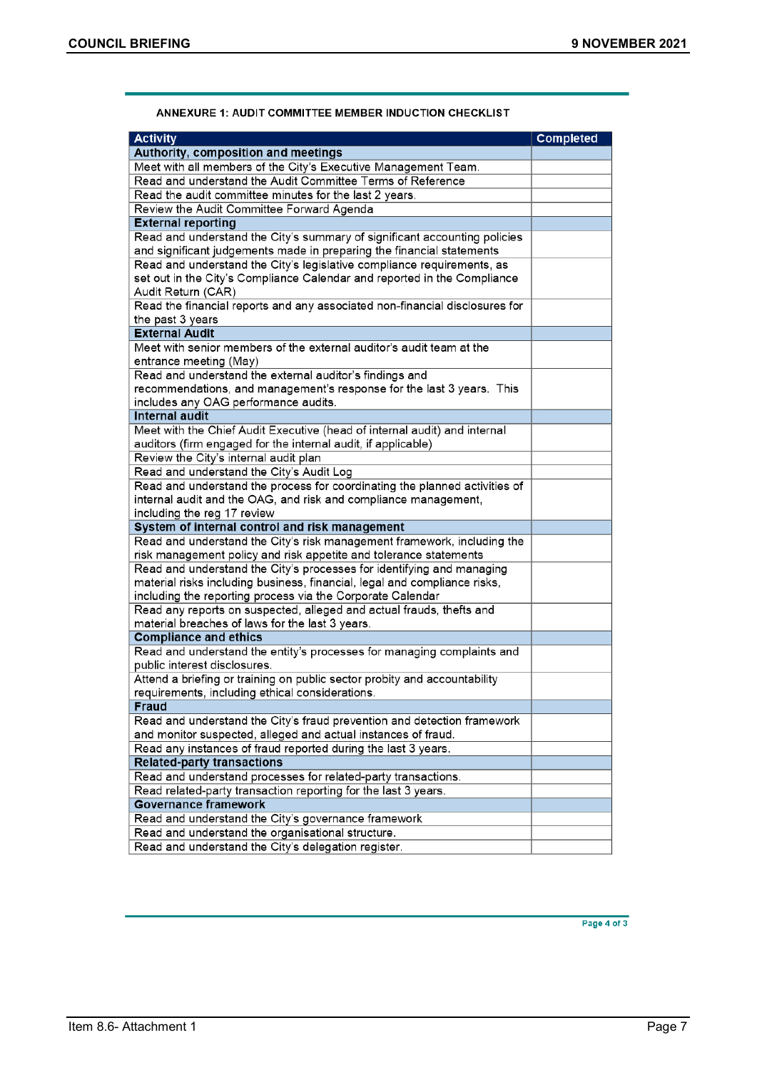## ANNEXURE 1: AUDIT COMMITTEE MEMBER INDUCTION CHECKLIST

| Activity | Completed |
|---|---|
| **Authority, composition and meetings** | |
| Meet with all members of the City's Executive Management Team. | |
| Read and understand the Audit Committee Terms of Reference | |
| Read the audit committee minutes for the last 2 years. | |
| Review the Audit Committee Forward Agenda | |
| **External reporting** | |
| Read and understand the City's summary of significant accounting policies and significant judgements made in preparing the financial statements | |
| Read and understand the City's legislative compliance requirements, as set out in the City's Compliance Calendar and reported in the Compliance Audit Return (CAR) | |
| Read the financial reports and any associated non-financial disclosures for the past 3 years | |
| **External Audit** | |
| Meet with senior members of the external auditor's audit team at the entrance meeting (May) | |
| Read and understand the external auditor's findings and recommendations, and management's response for the last 3 years. This includes any OAG performance audits. | |
| **Internal audit** | |
| Meet with the Chief Audit Executive (head of internal audit) and internal auditors (firm engaged for the internal audit, if applicable) | |
| Review the City's internal audit plan | |
| Read and understand the City's Audit Log | |
| Read and understand the process for coordinating the planned activities of internal audit and the OAG, and risk and compliance management, including the reg 17 review | |
| **System of internal control and risk management** | |
| Read and understand the City's risk management framework, including the risk management policy and risk appetite and tolerance statements | |
| Read and understand the City's processes for identifying and managing material risks including business, financial, legal and compliance risks, including the reporting process via the Corporate Calendar | |
| Read any reports on suspected, alleged and actual frauds, thefts and material breaches of laws for the last 3 years. | |
| **Compliance and ethics** | |
| Read and understand the entity's processes for managing complaints and public interest disclosures. | |
| Attend a briefing or training on public sector probity and accountability requirements, including ethical considerations. | |
| **Fraud** | |
| Read and understand the City's fraud prevention and detection framework and monitor suspected, alleged and actual instances of fraud. | |
| Read any instances of fraud reported during the last 3 years. | |
| **Related-party transactions** | |
| Read and understand processes for related-party transactions. | |
| Read related-party transaction reporting for the last 3 years. | |
| **Governance framework** | |
| Read and understand the City's governance framework | |
| Read and understand the organisational structure. | |
| Read and understand the City's delegation register. | |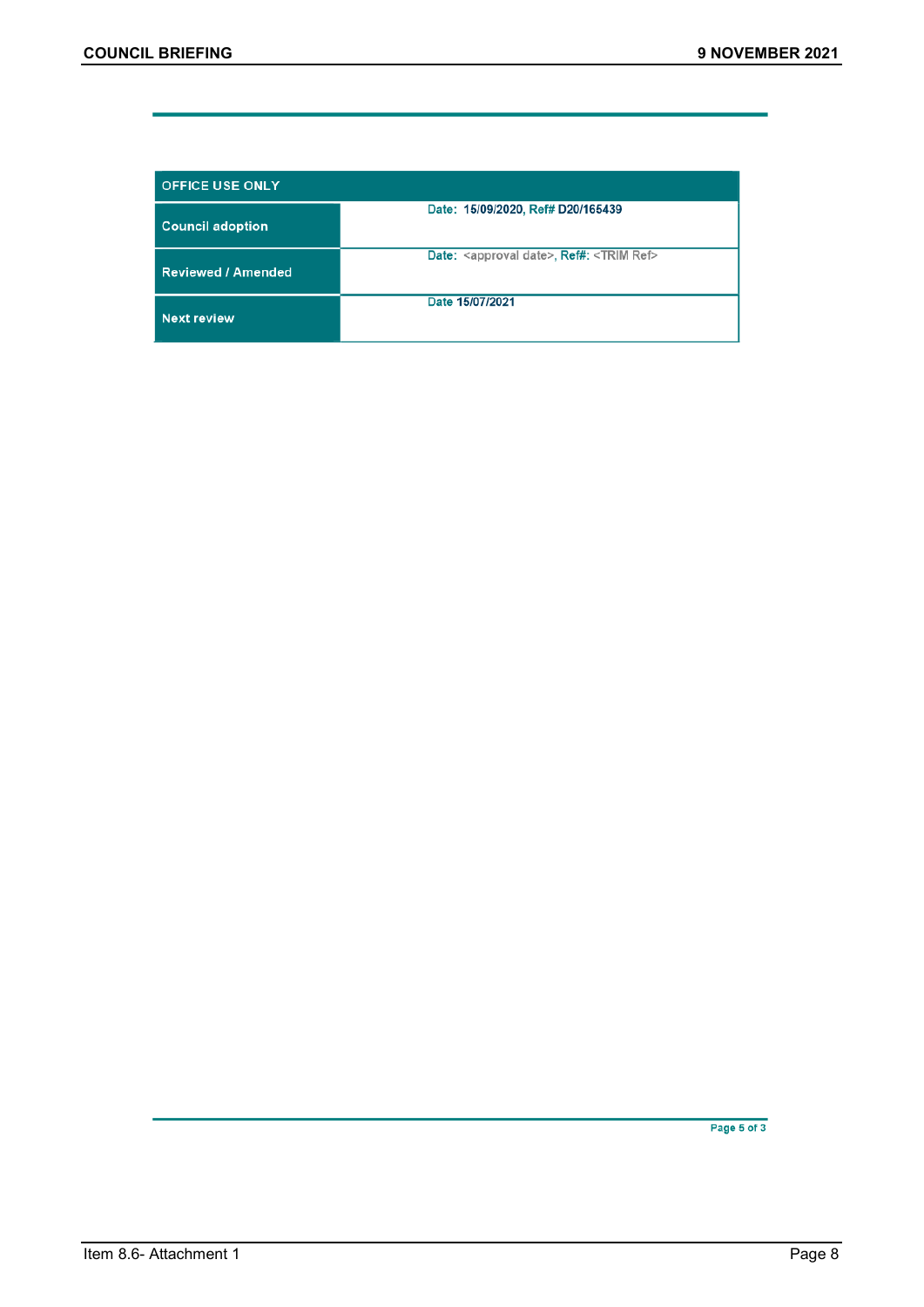| OFFICE USE ONLY | |
|---|---|
| Council adoption | Date: 15/09/2020, Ref# D20/165439 |
| Reviewed / Amended | Date: <approval date>, Ref#: <TRIM Ref> |
| Next review | Date 15/07/2021 |